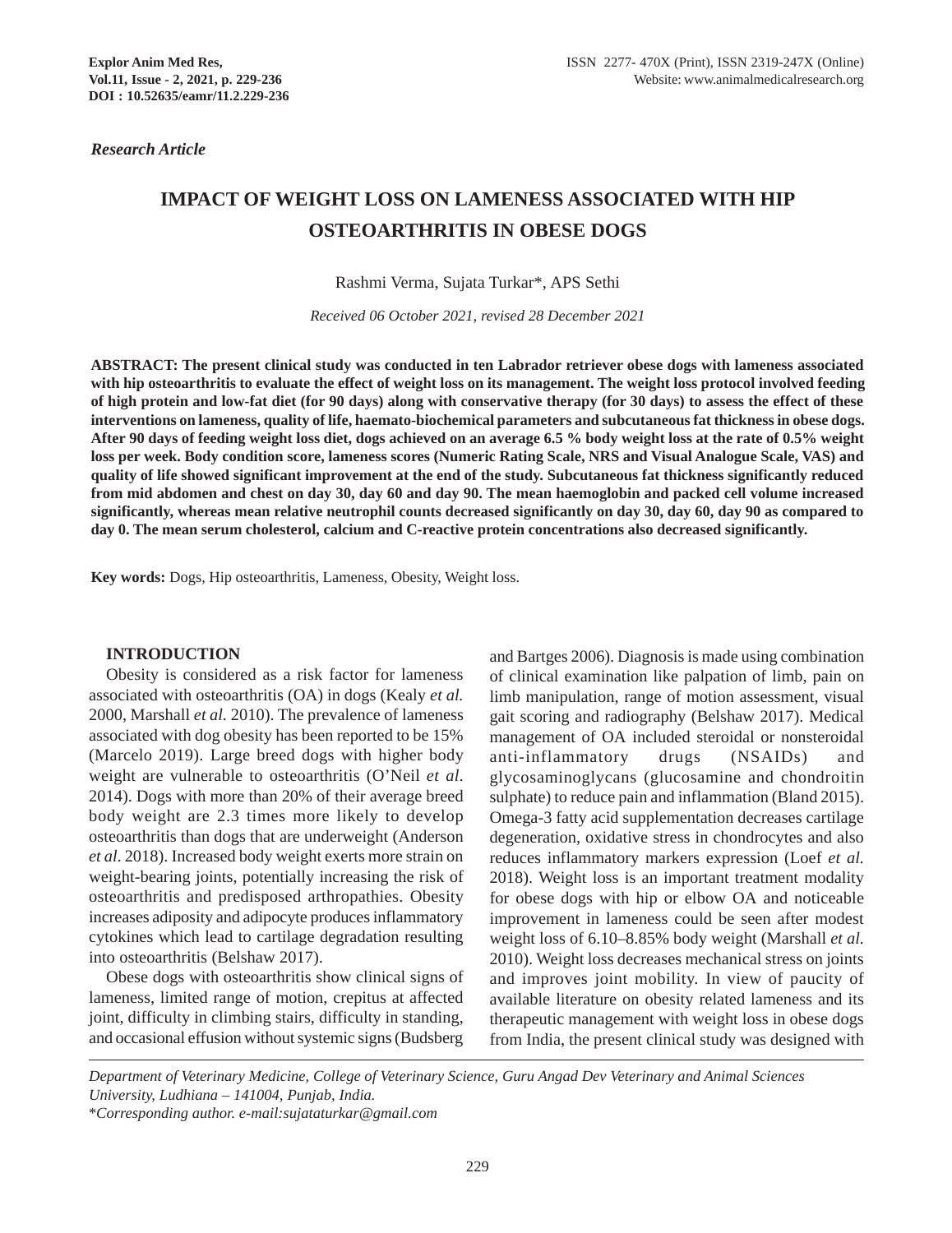*Research Article*

# IMPACT OF WEIGHT LOSS ON LAMENESS ASSOCIATED WITH HIP OSTEOARTHRITIS IN OBESE DOGS

Rashmi Verma, Sujata Turkar*, APS Sethi

*Received 06 October 2021, revised 28 December 2021*

**ABSTRACT: The present clinical study was conducted in ten Labrador retriever obese dogs with lameness associated with hip osteoarthritis to evaluate the effect of weight loss on its management. The weight loss protocol involved feeding of high protein and low-fat diet (for 90 days) along with conservative therapy (for 30 days) to assess the effect of these interventions on lameness, quality of life, haemato-biochemical parameters and subcutaneous fat thickness in obese dogs. After 90 days of feeding weight loss diet, dogs achieved on an average 6.5 % body weight loss at the rate of 0.5% weight loss per week. Body condition score, lameness scores (Numeric Rating Scale, NRS and Visual Analogue Scale, VAS) and quality of life showed significant improvement at the end of the study. Subcutaneous fat thickness significantly reduced from mid abdomen and chest on day 30, day 60 and day 90. The mean haemoglobin and packed cell volume increased significantly, whereas mean relative neutrophil counts decreased significantly on day 30, day 60, day 90 as compared to day 0. The mean serum cholesterol, calcium and C-reactive protein concentrations also decreased significantly.**

**Key words:** Dogs, Hip osteoarthritis, Lameness, Obesity, Weight loss.

## INTRODUCTION

Obesity is considered as a risk factor for lameness associated with osteoarthritis (OA) in dogs (Kealy *et al.* 2000, Marshall *et al.* 2010). The prevalence of lameness associated with dog obesity has been reported to be 15% (Marcelo 2019). Large breed dogs with higher body weight are vulnerable to osteoarthritis (O'Neil *et al*. 2014). Dogs with more than 20% of their average breed body weight are 2.3 times more likely to develop osteoarthritis than dogs that are underweight (Anderson *et al.* 2018). Increased body weight exerts more strain on weight-bearing joints, potentially increasing the risk of osteoarthritis and predisposed arthropathies. Obesity increases adiposity and adipocyte produces inflammatory cytokines which lead to cartilage degradation resulting into osteoarthritis (Belshaw 2017).

Obese dogs with osteoarthritis show clinical signs of lameness, limited range of motion, crepitus at affected joint, difficulty in climbing stairs, difficulty in standing, and occasional effusion without systemic signs (Budsberg and Bartges 2006). Diagnosis is made using combination of clinical examination like palpation of limb, pain on limb manipulation, range of motion assessment, visual gait scoring and radiography (Belshaw 2017). Medical management of OA included steroidal or nonsteroidal anti-inflammatory drugs (NSAIDs) and glycosaminoglycans (glucosamine and chondroitin sulphate) to reduce pain and inflammation (Bland 2015). Omega-3 fatty acid supplementation decreases cartilage degeneration, oxidative stress in chondrocytes and also reduces inflammatory markers expression (Loef *et al.* 2018). Weight loss is an important treatment modality for obese dogs with hip or elbow OA and noticeable improvement in lameness could be seen after modest weight loss of 6.10–8.85% body weight (Marshall *et al.* 2010). Weight loss decreases mechanical stress on joints and improves joint mobility. In view of paucity of available literature on obesity related lameness and its therapeutic management with weight loss in obese dogs from India, the present clinical study was designed with

---

*Department of Veterinary Medicine, College of Veterinary Science, Guru Angad Dev Veterinary and Animal Sciences University, Ludhiana – 141004, Punjab, India.*
**Corresponding author. e-mail:sujataturkar@gmail.com*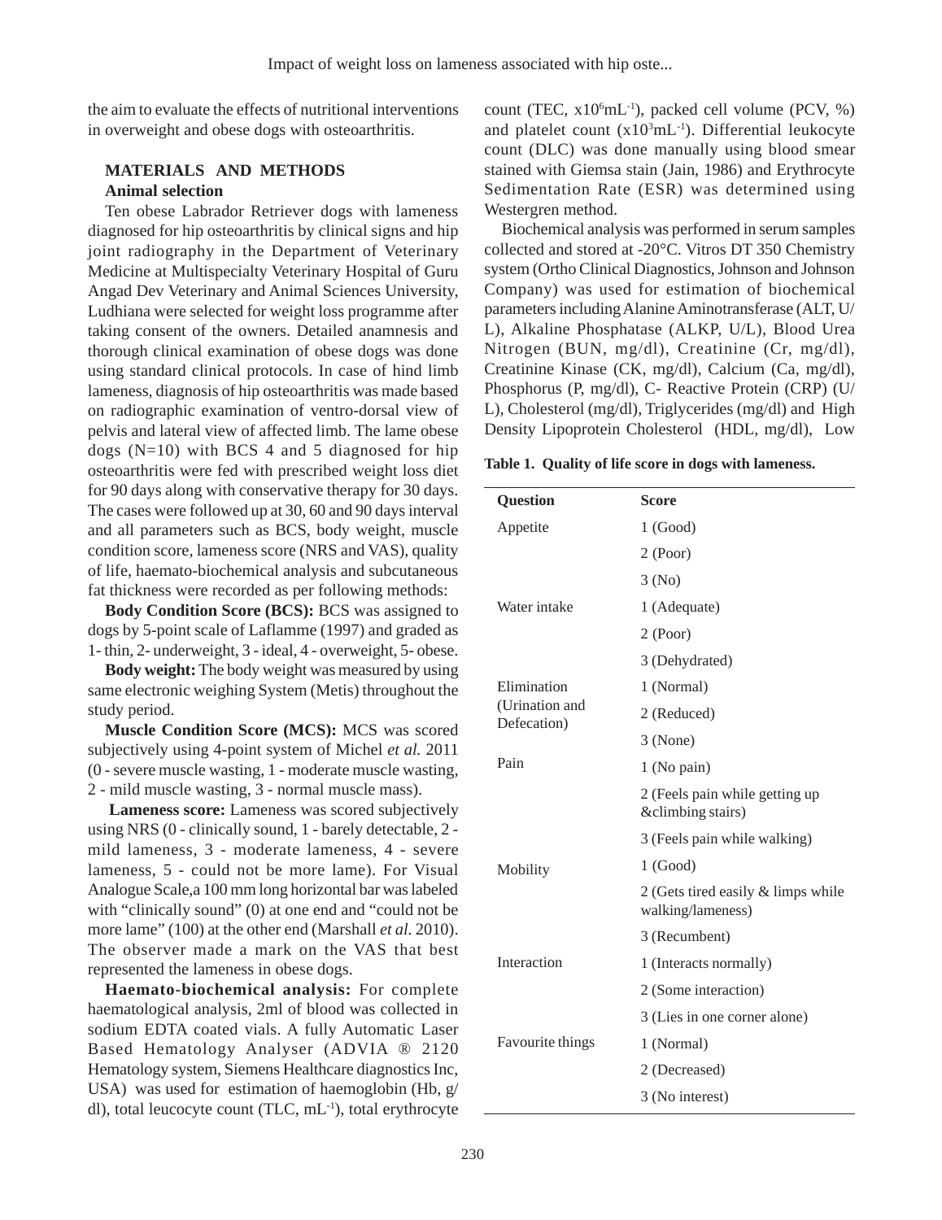the aim to evaluate the effects of nutritional interventions in overweight and obese dogs with osteoarthritis.

## MATERIALS AND METHODS

### Animal selection

Ten obese Labrador Retriever dogs with lameness diagnosed for hip osteoarthritis by clinical signs and hip joint radiography in the Department of Veterinary Medicine at Multispecialty Veterinary Hospital of Guru Angad Dev Veterinary and Animal Sciences University, Ludhiana were selected for weight loss programme after taking consent of the owners. Detailed anamnesis and thorough clinical examination of obese dogs was done using standard clinical protocols. In case of hind limb lameness, diagnosis of hip osteoarthritis was made based on radiographic examination of ventro-dorsal view of pelvis and lateral view of affected limb. The lame obese dogs (N=10) with BCS 4 and 5 diagnosed for hip osteoarthritis were fed with prescribed weight loss diet for 90 days along with conservative therapy for 30 days. The cases were followed up at 30, 60 and 90 days interval and all parameters such as BCS, body weight, muscle condition score, lameness score (NRS and VAS), quality of life, haemato-biochemical analysis and subcutaneous fat thickness were recorded as per following methods:

**Body Condition Score (BCS):** BCS was assigned to dogs by 5-point scale of Laflamme (1997) and graded as 1- thin, 2- underweight, 3 - ideal, 4 - overweight, 5- obese.

**Body weight:** The body weight was measured by using same electronic weighing System (Metis) throughout the study period.

**Muscle Condition Score (MCS):** MCS was scored subjectively using 4-point system of Michel *et al.* 2011 (0 - severe muscle wasting, 1 - moderate muscle wasting, 2 - mild muscle wasting, 3 - normal muscle mass).

**Lameness score:** Lameness was scored subjectively using NRS (0 - clinically sound, 1 - barely detectable, 2 - mild lameness, 3 - moderate lameness, 4 - severe lameness, 5 - could not be more lame). For Visual Analogue Scale,a 100 mm long horizontal bar was labeled with "clinically sound" (0) at one end and "could not be more lame" (100) at the other end (Marshall *et al.* 2010). The observer made a mark on the VAS that best represented the lameness in obese dogs.

**Haemato-biochemical analysis:** For complete haematological analysis, 2ml of blood was collected in sodium EDTA coated vials. A fully Automatic Laser Based Hematology Analyser (ADVIA ® 2120 Hematology system, Siemens Healthcare diagnostics Inc, USA) was used for estimation of haemoglobin (Hb, g/dl), total leucocyte count (TLC, $mL^{-1}$), total erythrocyte count (TEC, $x10^6 mL^{-1}$), packed cell volume (PCV, %) and platelet count ($x10^3 mL^{-1}$). Differential leukocyte count (DLC) was done manually using blood smear stained with Giemsa stain (Jain, 1986) and Erythrocyte Sedimentation Rate (ESR) was determined using Westergren method.

Biochemical analysis was performed in serum samples collected and stored at -20°C. Vitros DT 350 Chemistry system (Ortho Clinical Diagnostics, Johnson and Johnson Company) was used for estimation of biochemical parameters including Alanine Aminotransferase (ALT, U/L), Alkaline Phosphatase (ALKP, U/L), Blood Urea Nitrogen (BUN, mg/dl), Creatinine (Cr, mg/dl), Creatinine Kinase (CK, mg/dl), Calcium (Ca, mg/dl), Phosphorus (P, mg/dl), C- Reactive Protein (CRP) (U/L), Cholesterol (mg/dl), Triglycerides (mg/dl) and High Density Lipoprotein Cholesterol (HDL, mg/dl), Low

**Table 1. Quality of life score in dogs with lameness.**

| Question | Score |
|---|---|
| Appetite | 1 (Good) |
| | 2 (Poor) |
| | 3 (No) |
| Water intake | 1 (Adequate) |
| | 2 (Poor) |
| | 3 (Dehydrated) |
| Elimination (Urination and Defecation) | 1 (Normal) |
| | 2 (Reduced) |
| | 3 (None) |
| Pain | 1 (No pain) |
| | 2 (Feels pain while getting up &climbing stairs) |
| | 3 (Feels pain while walking) |
| Mobility | 1 (Good) |
| | 2 (Gets tired easily & limps while walking/lameness) |
| | 3 (Recumbent) |
| Interaction | 1 (Interacts normally) |
| | 2 (Some interaction) |
| | 3 (Lies in one corner alone) |
| Favourite things | 1 (Normal) |
| | 2 (Decreased) |
| | 3 (No interest) |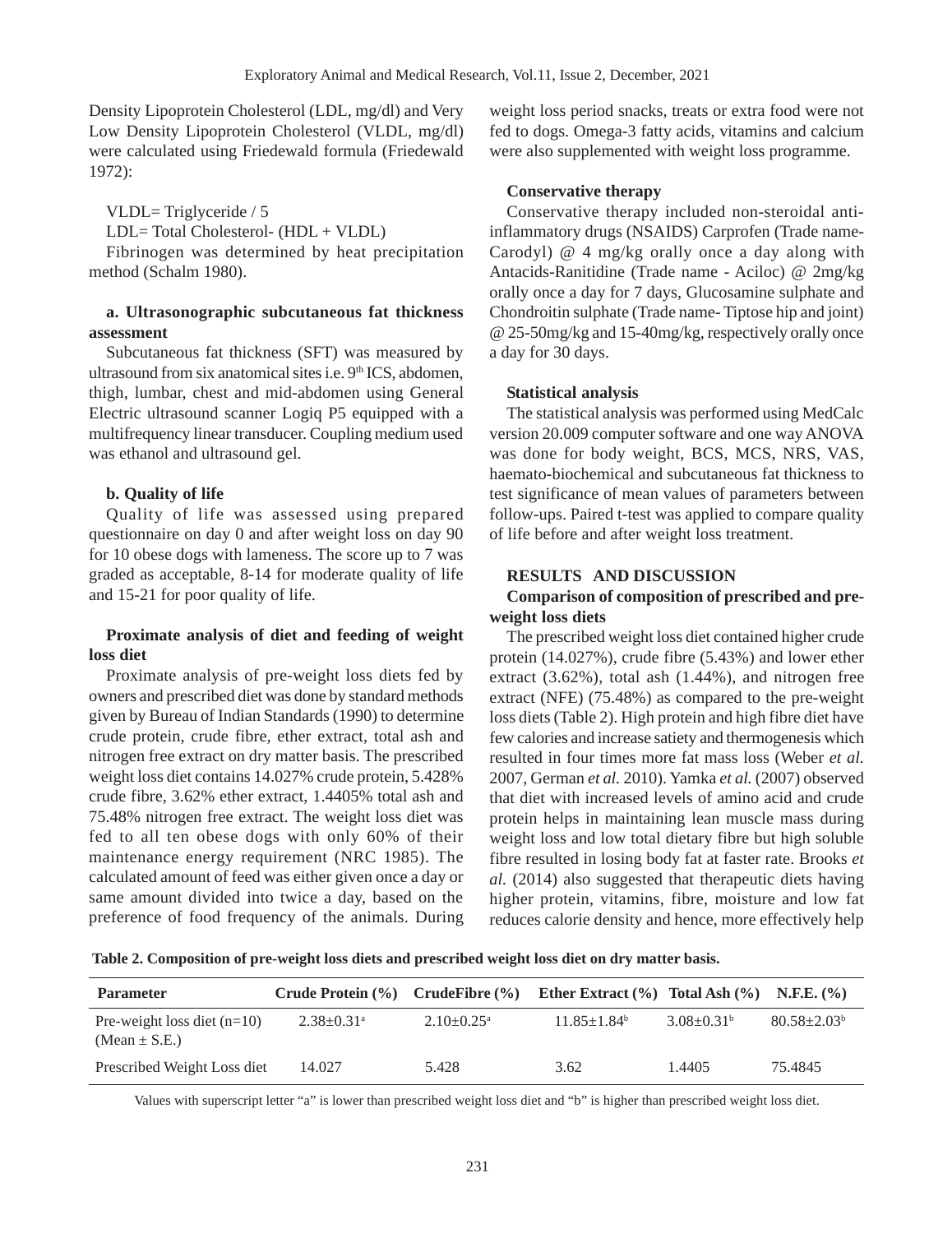Density Lipoprotein Cholesterol (LDL, mg/dl) and Very Low Density Lipoprotein Cholesterol (VLDL, mg/dl) were calculated using Friedewald formula (Friedewald 1972):

VLDL= Triglyceride / 5

LDL= Total Cholesterol- (HDL + VLDL)

Fibrinogen was determined by heat precipitation method (Schalm 1980).

### a. Ultrasonographic subcutaneous fat thickness assessment

Subcutaneous fat thickness (SFT) was measured by ultrasound from six anatomical sites i.e. 9th ICS, abdomen, thigh, lumbar, chest and mid-abdomen using General Electric ultrasound scanner Logiq P5 equipped with a multifrequency linear transducer. Coupling medium used was ethanol and ultrasound gel.

### b. Quality of life

Quality of life was assessed using prepared questionnaire on day 0 and after weight loss on day 90 for 10 obese dogs with lameness. The score up to 7 was graded as acceptable, 8-14 for moderate quality of life and 15-21 for poor quality of life.

### Proximate analysis of diet and feeding of weight loss diet

Proximate analysis of pre-weight loss diets fed by owners and prescribed diet was done by standard methods given by Bureau of Indian Standards (1990) to determine crude protein, crude fibre, ether extract, total ash and nitrogen free extract on dry matter basis. The prescribed weight loss diet contains 14.027% crude protein, 5.428% crude fibre, 3.62% ether extract, 1.4405% total ash and 75.48% nitrogen free extract. The weight loss diet was fed to all ten obese dogs with only 60% of their maintenance energy requirement (NRC 1985). The calculated amount of feed was either given once a day or same amount divided into twice a day, based on the preference of food frequency of the animals. During weight loss period snacks, treats or extra food were not fed to dogs. Omega-3 fatty acids, vitamins and calcium were also supplemented with weight loss programme.

### Conservative therapy

Conservative therapy included non-steroidal anti-inflammatory drugs (NSAIDS) Carprofen (Trade name-Carodyl) @ 4 mg/kg orally once a day along with Antacids-Ranitidine (Trade name - Aciloc) @ 2mg/kg orally once a day for 7 days, Glucosamine sulphate and Chondroitin sulphate (Trade name- Tiptose hip and joint) @ 25-50mg/kg and 15-40mg/kg, respectively orally once a day for 30 days.

### Statistical analysis

The statistical analysis was performed using MedCalc version 20.009 computer software and one way ANOVA was done for body weight, BCS, MCS, NRS, VAS, haemato-biochemical and subcutaneous fat thickness to test significance of mean values of parameters between follow-ups. Paired t-test was applied to compare quality of life before and after weight loss treatment.

## RESULTS AND DISCUSSION

### Comparison of composition of prescribed and pre-weight loss diets

The prescribed weight loss diet contained higher crude protein (14.027%), crude fibre (5.43%) and lower ether extract (3.62%), total ash (1.44%), and nitrogen free extract (NFE) (75.48%) as compared to the pre-weight loss diets (Table 2). High protein and high fibre diet have few calories and increase satiety and thermogenesis which resulted in four times more fat mass loss (Weber *et al.* 2007, German *et al.* 2010). Yamka *et al.* (2007) observed that diet with increased levels of amino acid and crude protein helps in maintaining lean muscle mass during weight loss and low total dietary fibre but high soluble fibre resulted in losing body fat at faster rate. Brooks *et al.* (2014) also suggested that therapeutic diets having higher protein, vitamins, fibre, moisture and low fat reduces calorie density and hence, more effectively help

**Table 2. Composition of pre-weight loss diets and prescribed weight loss diet on dry matter basis.**

| Parameter | Crude Protein (%) | CrudeFibre (%) | Ether Extract (%) | Total Ash (%) | N.F.E. (%) |
|---|---|---|---|---|---|
| Pre-weight loss diet (n=10) (Mean ± S.E.) | 2.38±0.31[a] | 2.10±0.25[a] | 11.85±1.84[b] | 3.08±0.31[b] | 80.58±2.03[b] |
| Prescribed Weight Loss diet | 14.027 | 5.428 | 3.62 | 1.4405 | 75.4845 |

Values with superscript letter "a" is lower than prescribed weight loss diet and "b" is higher than prescribed weight loss diet.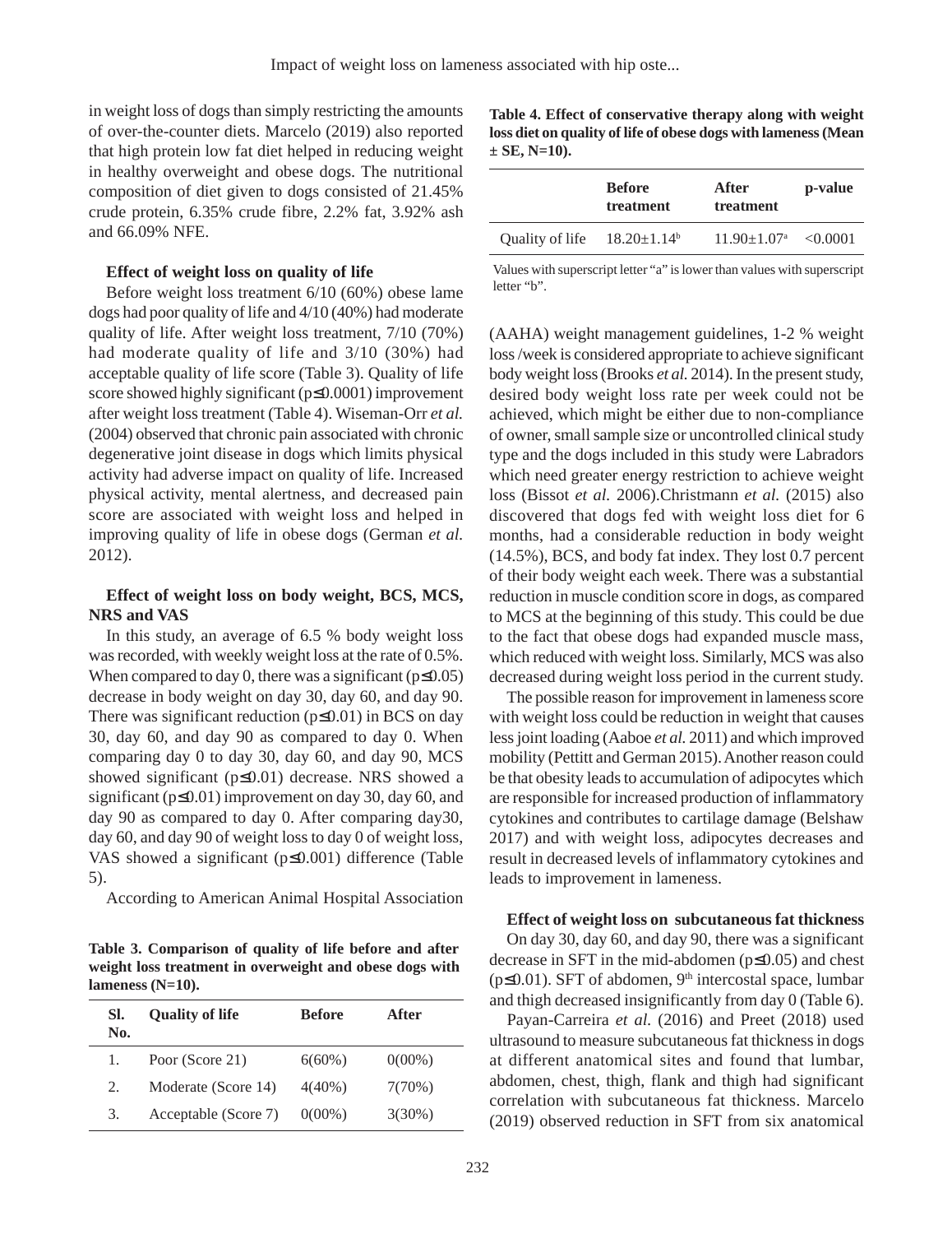in weight loss of dogs than simply restricting the amounts of over-the-counter diets. Marcelo (2019) also reported that high protein low fat diet helped in reducing weight in healthy overweight and obese dogs. The nutritional composition of diet given to dogs consisted of 21.45% crude protein, 6.35% crude fibre, 2.2% fat, 3.92% ash and 66.09% NFE.

### Effect of weight loss on quality of life

Before weight loss treatment 6/10 (60%) obese lame dogs had poor quality of life and 4/10 (40%) had moderate quality of life. After weight loss treatment, 7/10 (70%) had moderate quality of life and 3/10 (30%) had acceptable quality of life score (Table 3). Quality of life score showed highly significant ($p \leq 0.0001$) improvement after weight loss treatment (Table 4). Wiseman-Orr *et al.* (2004) observed that chronic pain associated with chronic degenerative joint disease in dogs which limits physical activity had adverse impact on quality of life. Increased physical activity, mental alertness, and decreased pain score are associated with weight loss and helped in improving quality of life in obese dogs (German *et al.* 2012).

### Effect of weight loss on body weight, BCS, MCS, NRS and VAS

In this study, an average of 6.5 % body weight loss was recorded, with weekly weight loss at the rate of 0.5%. When compared to day 0, there was a significant ($p \leq 0.05$) decrease in body weight on day 30, day 60, and day 90. There was significant reduction ($p \leq 0.01$) in BCS on day 30, day 60, and day 90 as compared to day 0. When comparing day 0 to day 30, day 60, and day 90, MCS showed significant ($p \leq 0.01$) decrease. NRS showed a significant ($p \leq 0.01$) improvement on day 30, day 60, and day 90 as compared to day 0. After comparing day30, day 60, and day 90 of weight loss to day 0 of weight loss, VAS showed a significant ($p \leq 0.001$) difference (Table 5).

According to American Animal Hospital Association (AAHA) weight management guidelines, 1-2 % weight loss /week is considered appropriate to achieve significant body weight loss (Brooks *et al.* 2014). In the present study, desired body weight loss rate per week could not be achieved, which might be either due to non-compliance of owner, small sample size or uncontrolled clinical study type and the dogs included in this study were Labradors which need greater energy restriction to achieve weight loss (Bissot *et al.* 2006).Christmann *et al.* (2015) also discovered that dogs fed with weight loss diet for 6 months, had a considerable reduction in body weight (14.5%), BCS, and body fat index. They lost 0.7 percent of their body weight each week. There was a substantial reduction in muscle condition score in dogs, as compared to MCS at the beginning of this study. This could be due to the fact that obese dogs had expanded muscle mass, which reduced with weight loss. Similarly, MCS was also decreased during weight loss period in the current study.

The possible reason for improvement in lameness score with weight loss could be reduction in weight that causes less joint loading (Aaboe *et al.* 2011) and which improved mobility (Pettitt and German 2015). Another reason could be that obesity leads to accumulation of adipocytes which are responsible for increased production of inflammatory cytokines and contributes to cartilage damage (Belshaw 2017) and with weight loss, adipocytes decreases and result in decreased levels of inflammatory cytokines and leads to improvement in lameness.

**Table 3. Comparison of quality of life before and after weight loss treatment in overweight and obese dogs with lameness (N=10).**

| Sl. No. | Quality of life | Before | After |
|---|---|---|---|
| 1. | Poor (Score 21) | 6(60%) | 0(00%) |
| 2. | Moderate (Score 14) | 4(40%) | 7(70%) |
| 3. | Acceptable (Score 7) | 0(00%) | 3(30%) |

**Table 4. Effect of conservative therapy along with weight loss diet on quality of life of obese dogs with lameness (Mean ± SE, N=10).**

| | Before treatment | After treatment | p-value |
|---|---|---|---|
| Quality of life | $18.20 \pm 1.14^{b}$ | $11.90 \pm 1.07^{a}$ | <0.0001 |

Values with superscript letter "a" is lower than values with superscript letter "b".

### Effect of weight loss on subcutaneous fat thickness

On day 30, day 60, and day 90, there was a significant decrease in SFT in the mid-abdomen ($p \leq 0.05$) and chest ($p \leq 0.01$). SFT of abdomen, 9th intercostal space, lumbar and thigh decreased insignificantly from day 0 (Table 6).

Payan-Carreira *et al.* (2016) and Preet (2018) used ultrasound to measure subcutaneous fat thickness in dogs at different anatomical sites and found that lumbar, abdomen, chest, thigh, flank and thigh had significant correlation with subcutaneous fat thickness. Marcelo (2019) observed reduction in SFT from six anatomical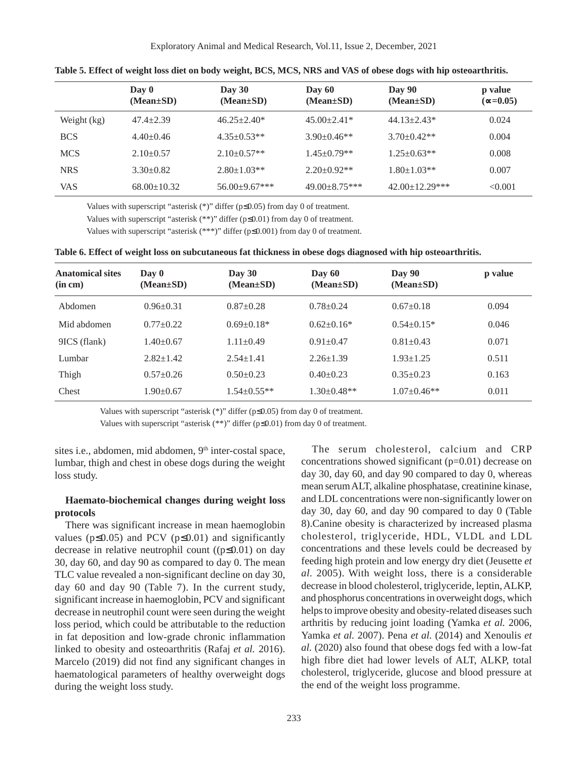**Table 5. Effect of weight loss diet on body weight, BCS, MCS, NRS and VAS of obese dogs with hip osteoarthritis.**

| | Day 0 (Mean±SD) | Day 30 (Mean±SD) | Day 60 (Mean±SD) | Day 90 (Mean±SD) | p value (∝=0.05) |
|---|---|---|---|---|---|
| Weight (kg) | 47.4±2.39 | 46.25±2.40* | 45.00±2.41* | 44.13±2.43* | 0.024 |
| BCS | 4.40±0.46 | 4.35±0.53** | 3.90±0.46** | 3.70±0.42** | 0.004 |
| MCS | 2.10±0.57 | 2.10±0.57** | 1.45±0.79** | 1.25±0.63** | 0.008 |
| NRS | 3.30±0.82 | 2.80±1.03** | 2.20±0.92** | 1.80±1.03** | 0.007 |
| VAS | 68.00±10.32 | 56.00±9.67*** | 49.00±8.75*** | 42.00±12.29*** | <0.001 |

Values with superscript "asterisk (*)" differ (p≤0.05) from day 0 of treatment.
Values with superscript "asterisk (**)" differ (p≤0.01) from day 0 of treatment.
Values with superscript "asterisk (***)" differ (p≤0.001) from day 0 of treatment.

**Table 6. Effect of weight loss on subcutaneous fat thickness in obese dogs diagnosed with hip osteoarthritis.**

| Anatomical sites (in cm) | Day 0 (Mean±SD) | Day 30 (Mean±SD) | Day 60 (Mean±SD) | Day 90 (Mean±SD) | p value |
|---|---|---|---|---|---|
| Abdomen | 0.96±0.31 | 0.87±0.28 | 0.78±0.24 | 0.67±0.18 | 0.094 |
| Mid abdomen | 0.77±0.22 | 0.69±0.18* | 0.62±0.16* | 0.54±0.15* | 0.046 |
| 9ICS (flank) | 1.40±0.67 | 1.11±0.49 | 0.91±0.47 | 0.81±0.43 | 0.071 |
| Lumbar | 2.82±1.42 | 2.54±1.41 | 2.26±1.39 | 1.93±1.25 | 0.511 |
| Thigh | 0.57±0.26 | 0.50±0.23 | 0.40±0.23 | 0.35±0.23 | 0.163 |
| Chest | 1.90±0.67 | 1.54±0.55** | 1.30±0.48** | 1.07±0.46** | 0.011 |

Values with superscript "asterisk (*)" differ (p≤0.05) from day 0 of treatment.
Values with superscript "asterisk (**)" differ (p≤0.01) from day 0 of treatment.

sites i.e., abdomen, mid abdomen, 9th inter-costal space, lumbar, thigh and chest in obese dogs during the weight loss study.

**Haemato-biochemical changes during weight loss protocols**

There was significant increase in mean haemoglobin values (p≤0.05) and PCV (p≤0.01) and significantly decrease in relative neutrophil count ((p≤0.01) on day 30, day 60, and day 90 as compared to day 0. The mean TLC value revealed a non-significant decline on day 30, day 60 and day 90 (Table 7). In the current study, significant increase in haemoglobin, PCV and significant decrease in neutrophil count were seen during the weight loss period, which could be attributable to the reduction in fat deposition and low-grade chronic inflammation linked to obesity and osteoarthritis (Rafaj *et al.* 2016). Marcelo (2019) did not find any significant changes in haematological parameters of healthy overweight dogs during the weight loss study.

The serum cholesterol, calcium and CRP concentrations showed significant (p=0.01) decrease on day 30, day 60, and day 90 compared to day 0, whereas mean serum ALT, alkaline phosphatase, creatinine kinase, and LDL concentrations were non-significantly lower on day 30, day 60, and day 90 compared to day 0 (Table 8).Canine obesity is characterized by increased plasma cholesterol, triglyceride, HDL, VLDL and LDL concentrations and these levels could be decreased by feeding high protein and low energy dry diet (Jeusette *et al.* 2005). With weight loss, there is a considerable decrease in blood cholesterol, triglyceride, leptin, ALKP, and phosphorus concentrations in overweight dogs, which helps to improve obesity and obesity-related diseases such arthritis by reducing joint loading (Yamka *et al.* 2006, Yamka *et al.* 2007). Pena *et al.* (2014) and Xenoulis *et al.* (2020) also found that obese dogs fed with a low-fat high fibre diet had lower levels of ALT, ALKP, total cholesterol, triglyceride, glucose and blood pressure at the end of the weight loss programme.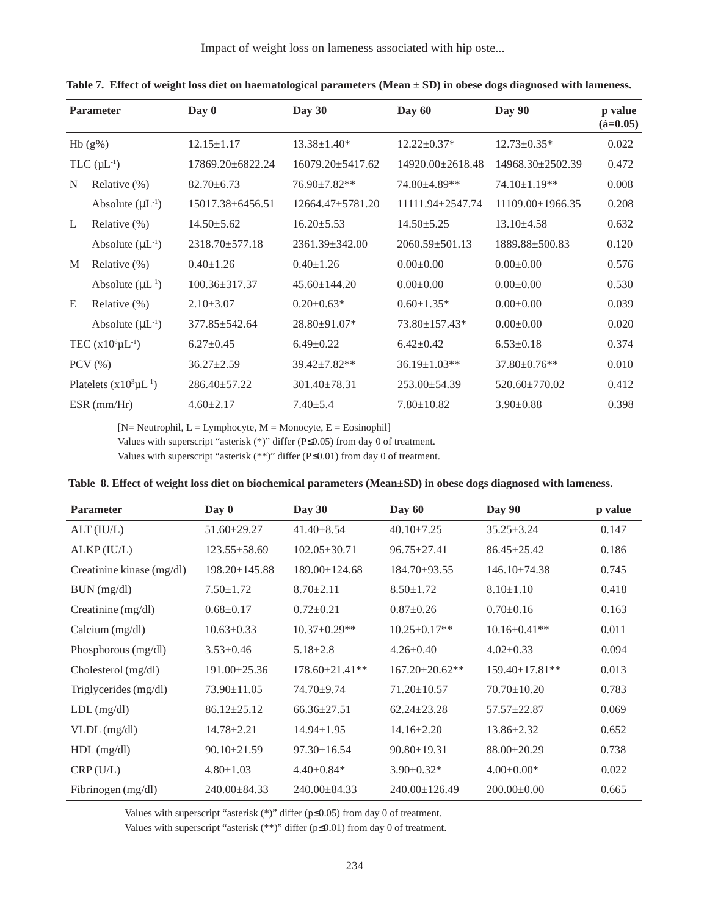**Table 7. Effect of weight loss diet on haematological parameters (Mean ± SD) in obese dogs diagnosed with lameness.**

| Parameter | | Day 0 | Day 30 | Day 60 | Day 90 | p value (á=0.05) |
|---|---|---|---|---|---|---|
| Hb (g%) | | 12.15±1.17 | 13.38±1.40* | 12.22±0.37* | 12.73±0.35* | 0.022 |
| TLC ($\mu L^{-1}$) | | 17869.20±6822.24 | 16079.20±5417.62 | 14920.00±2618.48 | 14968.30±2502.39 | 0.472 |
| N | Relative (%) | 82.70±6.73 | 76.90±7.82** | 74.80±4.89** | 74.10±1.19** | 0.008 |
| | Absolute ($\mu L^{-1}$) | 15017.38±6456.51 | 12664.47±5781.20 | 11111.94±2547.74 | 11109.00±1966.35 | 0.208 |
| L | Relative (%) | 14.50±5.62 | 16.20±5.53 | 14.50±5.25 | 13.10±4.58 | 0.632 |
| | Absolute ($\mu L^{-1}$) | 2318.70±577.18 | 2361.39±342.00 | 2060.59±501.13 | 1889.88±500.83 | 0.120 |
| M | Relative (%) | 0.40±1.26 | 0.40±1.26 | 0.00±0.00 | 0.00±0.00 | 0.576 |
| | Absolute ($\mu L^{-1}$) | 100.36±317.37 | 45.60±144.20 | 0.00±0.00 | 0.00±0.00 | 0.530 |
| E | Relative (%) | 2.10±3.07 | 0.20±0.63* | 0.60±1.35* | 0.00±0.00 | 0.039 |
| | Absolute ($\mu L^{-1}$) | 377.85±542.64 | 28.80±91.07* | 73.80±157.43* | 0.00±0.00 | 0.020 |
| TEC ($x10^6 \mu L^{-1}$) | | 6.27±0.45 | 6.49±0.22 | 6.42±0.42 | 6.53±0.18 | 0.374 |
| PCV (%) | | 36.27±2.59 | 39.42±7.82** | 36.19±1.03** | 37.80±0.76** | 0.010 |
| Platelets ($x10^3 \mu L^{-1}$) | | 286.40±57.22 | 301.40±78.31 | 253.00±54.39 | 520.60±770.02 | 0.412 |
| ESR (mm/Hr) | | 4.60±2.17 | 7.40±5.4 | 7.80±10.82 | 3.90±0.88 | 0.398 |

[N= Neutrophil, L = Lymphocyte, M = Monocyte, E = Eosinophil]

Values with superscript "asterisk (*)" differ (P≤0.05) from day 0 of treatment.

Values with superscript "asterisk (**)" differ (P≤0.01) from day 0 of treatment.

**Table 8. Effect of weight loss diet on biochemical parameters (Mean±SD) in obese dogs diagnosed with lameness.**

| Parameter | Day 0 | Day 30 | Day 60 | Day 90 | p value |
|---|---|---|---|---|---|
| ALT (IU/L) | 51.60±29.27 | 41.40±8.54 | 40.10±7.25 | 35.25±3.24 | 0.147 |
| ALKP (IU/L) | 123.55±58.69 | 102.05±30.71 | 96.75±27.41 | 86.45±25.42 | 0.186 |
| Creatinine kinase (mg/dl) | 198.20±145.88 | 189.00±124.68 | 184.70±93.55 | 146.10±74.38 | 0.745 |
| BUN (mg/dl) | 7.50±1.72 | 8.70±2.11 | 8.50±1.72 | 8.10±1.10 | 0.418 |
| Creatinine (mg/dl) | 0.68±0.17 | 0.72±0.21 | 0.87±0.26 | 0.70±0.16 | 0.163 |
| Calcium (mg/dl) | 10.63±0.33 | 10.37±0.29** | 10.25±0.17** | 10.16±0.41** | 0.011 |
| Phosphorous (mg/dl) | 3.53±0.46 | 5.18±2.8 | 4.26±0.40 | 4.02±0.33 | 0.094 |
| Cholesterol (mg/dl) | 191.00±25.36 | 178.60±21.41** | 167.20±20.62** | 159.40±17.81** | 0.013 |
| Triglycerides (mg/dl) | 73.90±11.05 | 74.70±9.74 | 71.20±10.57 | 70.70±10.20 | 0.783 |
| LDL (mg/dl) | 86.12±25.12 | 66.36±27.51 | 62.24±23.28 | 57.57±22.87 | 0.069 |
| VLDL (mg/dl) | 14.78±2.21 | 14.94±1.95 | 14.16±2.20 | 13.86±2.32 | 0.652 |
| HDL (mg/dl) | 90.10±21.59 | 97.30±16.54 | 90.80±19.31 | 88.00±20.29 | 0.738 |
| CRP (U/L) | 4.80±1.03 | 4.40±0.84* | 3.90±0.32* | 4.00±0.00* | 0.022 |
| Fibrinogen (mg/dl) | 240.00±84.33 | 240.00±84.33 | 240.00±126.49 | 200.00±0.00 | 0.665 |

Values with superscript "asterisk (*)" differ (p≤0.05) from day 0 of treatment.

Values with superscript "asterisk (**)" differ (p≤0.01) from day 0 of treatment.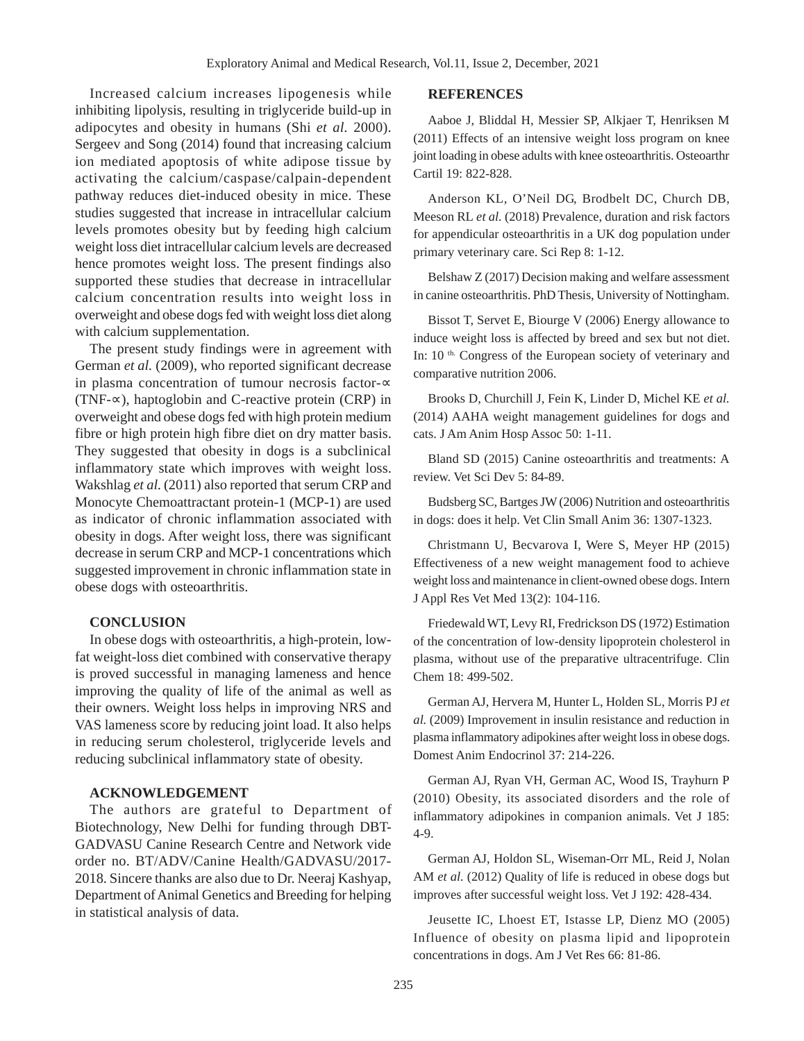Increased calcium increases lipogenesis while inhibiting lipolysis, resulting in triglyceride build-up in adipocytes and obesity in humans (Shi *et al.* 2000). Sergeev and Song (2014) found that increasing calcium ion mediated apoptosis of white adipose tissue by activating the calcium/caspase/calpain-dependent pathway reduces diet-induced obesity in mice. These studies suggested that increase in intracellular calcium levels promotes obesity but by feeding high calcium weight loss diet intracellular calcium levels are decreased hence promotes weight loss. The present findings also supported these studies that decrease in intracellular calcium concentration results into weight loss in overweight and obese dogs fed with weight loss diet along with calcium supplementation.

The present study findings were in agreement with German *et al.* (2009), who reported significant decrease in plasma concentration of tumour necrosis factor-∝ (TNF-∝), haptoglobin and C-reactive protein (CRP) in overweight and obese dogs fed with high protein medium fibre or high protein high fibre diet on dry matter basis. They suggested that obesity in dogs is a subclinical inflammatory state which improves with weight loss. Wakshlag *et al.* (2011) also reported that serum CRP and Monocyte Chemoattractant protein-1 (MCP-1) are used as indicator of chronic inflammation associated with obesity in dogs. After weight loss, there was significant decrease in serum CRP and MCP-1 concentrations which suggested improvement in chronic inflammation state in obese dogs with osteoarthritis.

## CONCLUSION

In obese dogs with osteoarthritis, a high-protein, low-fat weight-loss diet combined with conservative therapy is proved successful in managing lameness and hence improving the quality of life of the animal as well as their owners. Weight loss helps in improving NRS and VAS lameness score by reducing joint load. It also helps in reducing serum cholesterol, triglyceride levels and reducing subclinical inflammatory state of obesity.

## ACKNOWLEDGEMENT

The authors are grateful to Department of Biotechnology, New Delhi for funding through DBT-GADVASU Canine Research Centre and Network vide order no. BT/ADV/Canine Health/GADVASU/2017-2018. Sincere thanks are also due to Dr. Neeraj Kashyap, Department of Animal Genetics and Breeding for helping in statistical analysis of data.

## REFERENCES

Aaboe J, Bliddal H, Messier SP, Alkjaer T, Henriksen M (2011) Effects of an intensive weight loss program on knee joint loading in obese adults with knee osteoarthritis. Osteoarthr Cartil 19: 822-828.

Anderson KL, O'Neil DG, Brodbelt DC, Church DB, Meeson RL *et al.* (2018) Prevalence, duration and risk factors for appendicular osteoarthritis in a UK dog population under primary veterinary care. Sci Rep 8: 1-12.

Belshaw Z (2017) Decision making and welfare assessment in canine osteoarthritis. PhD Thesis, University of Nottingham.

Bissot T, Servet E, Biourge V (2006) Energy allowance to induce weight loss is affected by breed and sex but not diet. In: 10 [th.] Congress of the European society of veterinary and comparative nutrition 2006.

Brooks D, Churchill J, Fein K, Linder D, Michel KE *et al.* (2014) AAHA weight management guidelines for dogs and cats. J Am Anim Hosp Assoc 50: 1-11.

Bland SD (2015) Canine osteoarthritis and treatments: A review. Vet Sci Dev 5: 84-89.

Budsberg SC, Bartges JW (2006) Nutrition and osteoarthritis in dogs: does it help. Vet Clin Small Anim 36: 1307-1323.

Christmann U, Becvarova I, Were S, Meyer HP (2015) Effectiveness of a new weight management food to achieve weight loss and maintenance in client-owned obese dogs. Intern J Appl Res Vet Med 13(2): 104-116.

Friedewald WT, Levy RI, Fredrickson DS (1972) Estimation of the concentration of low-density lipoprotein cholesterol in plasma, without use of the preparative ultracentrifuge. Clin Chem 18: 499-502.

German AJ, Hervera M, Hunter L, Holden SL, Morris PJ *et al.* (2009) Improvement in insulin resistance and reduction in plasma inflammatory adipokines after weight loss in obese dogs. Domest Anim Endocrinol 37: 214-226.

German AJ, Ryan VH, German AC, Wood IS, Trayhurn P (2010) Obesity, its associated disorders and the role of inflammatory adipokines in companion animals. Vet J 185: 4-9.

German AJ, Holdon SL, Wiseman-Orr ML, Reid J, Nolan AM *et al.* (2012) Quality of life is reduced in obese dogs but improves after successful weight loss. Vet J 192: 428-434.

Jeusette IC, Lhoest ET, Istasse LP, Dienz MO (2005) Influence of obesity on plasma lipid and lipoprotein concentrations in dogs. Am J Vet Res 66: 81-86.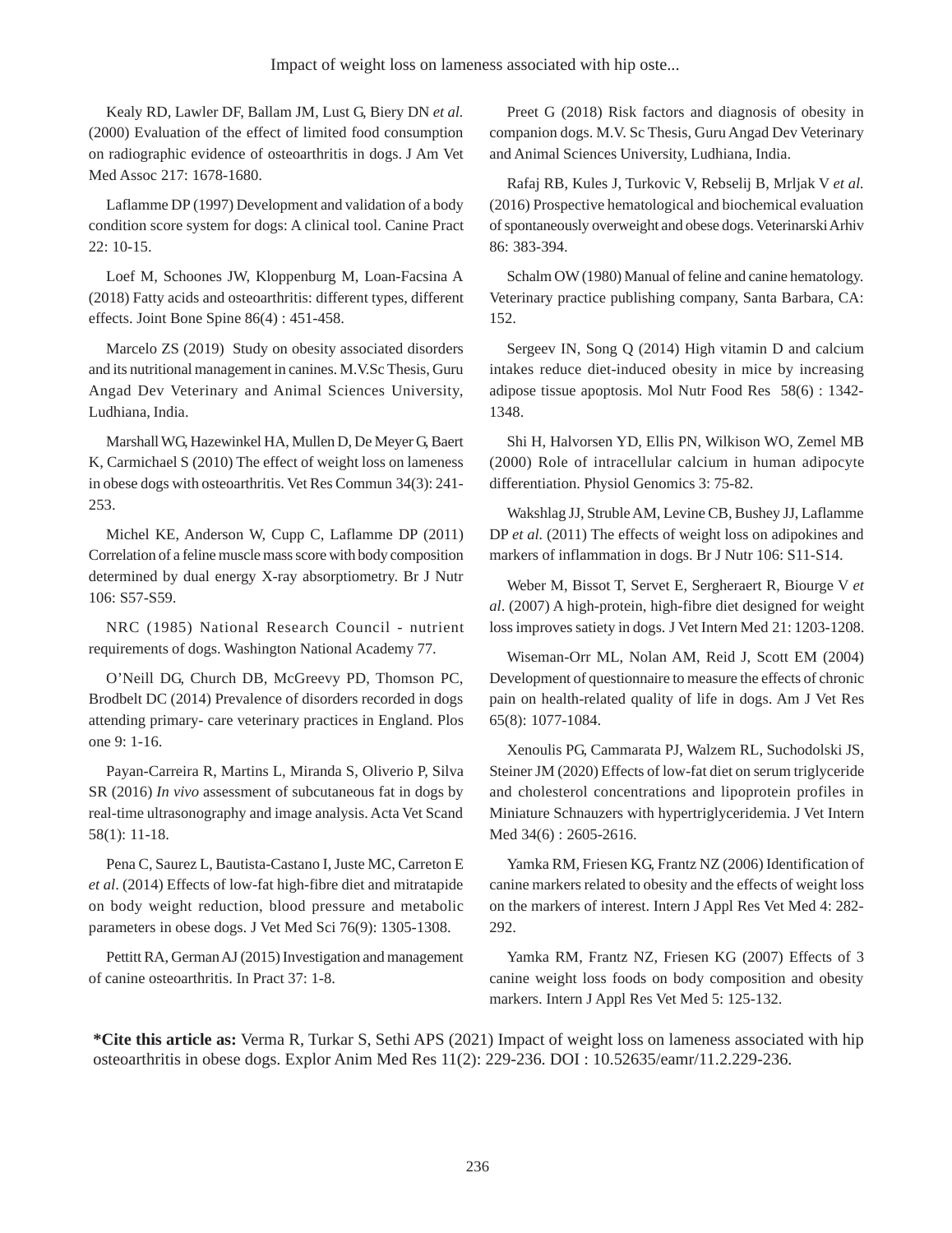Kealy RD, Lawler DF, Ballam JM, Lust G, Biery DN *et al.* (2000) Evaluation of the effect of limited food consumption on radiographic evidence of osteoarthritis in dogs. J Am Vet Med Assoc 217: 1678-1680.

Laflamme DP (1997) Development and validation of a body condition score system for dogs: A clinical tool. Canine Pract 22: 10-15.

Loef M, Schoones JW, Kloppenburg M, Loan-Facsina A (2018) Fatty acids and osteoarthritis: different types, different effects. Joint Bone Spine 86(4) : 451-458.

Marcelo ZS (2019) Study on obesity associated disorders and its nutritional management in canines. M.V.Sc Thesis, Guru Angad Dev Veterinary and Animal Sciences University, Ludhiana, India.

Marshall WG, Hazewinkel HA, Mullen D, De Meyer G, Baert K, Carmichael S (2010) The effect of weight loss on lameness in obese dogs with osteoarthritis. Vet Res Commun 34(3): 241-253.

Michel KE, Anderson W, Cupp C, Laflamme DP (2011) Correlation of a feline muscle mass score with body composition determined by dual energy X-ray absorptiometry. Br J Nutr 106: S57-S59.

NRC (1985) National Research Council - nutrient requirements of dogs. Washington National Academy 77.

O'Neill DG, Church DB, McGreevy PD, Thomson PC, Brodbelt DC (2014) Prevalence of disorders recorded in dogs attending primary- care veterinary practices in England. Plos one 9: 1-16.

Payan-Carreira R, Martins L, Miranda S, Oliverio P, Silva SR (2016) *In vivo* assessment of subcutaneous fat in dogs by real-time ultrasonography and image analysis. Acta Vet Scand 58(1): 11-18.

Pena C, Saurez L, Bautista-Castano I, Juste MC, Carreton E *et al*. (2014) Effects of low-fat high-fibre diet and mitratapide on body weight reduction, blood pressure and metabolic parameters in obese dogs. J Vet Med Sci 76(9): 1305-1308.

Pettitt RA, German AJ (2015) Investigation and management of canine osteoarthritis. In Pract 37: 1-8.

Preet G (2018) Risk factors and diagnosis of obesity in companion dogs. M.V. Sc Thesis, Guru Angad Dev Veterinary and Animal Sciences University, Ludhiana, India.

Rafaj RB, Kules J, Turkovic V, Rebselij B, Mrljak V *et al.* (2016) Prospective hematological and biochemical evaluation of spontaneously overweight and obese dogs. Veterinarski Arhiv 86: 383-394.

Schalm OW (1980) Manual of feline and canine hematology. Veterinary practice publishing company, Santa Barbara, CA: 152.

Sergeev IN, Song Q (2014) High vitamin D and calcium intakes reduce diet-induced obesity in mice by increasing adipose tissue apoptosis. Mol Nutr Food Res 58(6) : 1342-1348.

Shi H, Halvorsen YD, Ellis PN, Wilkison WO, Zemel MB (2000) Role of intracellular calcium in human adipocyte differentiation. Physiol Genomics 3: 75-82.

Wakshlag JJ, Struble AM, Levine CB, Bushey JJ, Laflamme DP *et al.* (2011) The effects of weight loss on adipokines and markers of inflammation in dogs. Br J Nutr 106: S11-S14.

Weber M, Bissot T, Servet E, Sergheraert R, Biourge V *et al*. (2007) A high-protein, high-fibre diet designed for weight loss improves satiety in dogs. J Vet Intern Med 21: 1203-1208.

Wiseman-Orr ML, Nolan AM, Reid J, Scott EM (2004) Development of questionnaire to measure the effects of chronic pain on health-related quality of life in dogs. Am J Vet Res 65(8): 1077-1084.

Xenoulis PG, Cammarata PJ, Walzem RL, Suchodolski JS, Steiner JM (2020) Effects of low-fat diet on serum triglyceride and cholesterol concentrations and lipoprotein profiles in Miniature Schnauzers with hypertriglyceridemia. J Vet Intern Med 34(6) : 2605-2616.

Yamka RM, Friesen KG, Frantz NZ (2006) Identification of canine markers related to obesity and the effects of weight loss on the markers of interest. Intern J Appl Res Vet Med 4: 282-292.

Yamka RM, Frantz NZ, Friesen KG (2007) Effects of 3 canine weight loss foods on body composition and obesity markers. Intern J Appl Res Vet Med 5: 125-132.

**\*Cite this article as:** Verma R, Turkar S, Sethi APS (2021) Impact of weight loss on lameness associated with hip osteoarthritis in obese dogs. Explor Anim Med Res 11(2): 229-236. DOI : 10.52635/eamr/11.2.229-236.